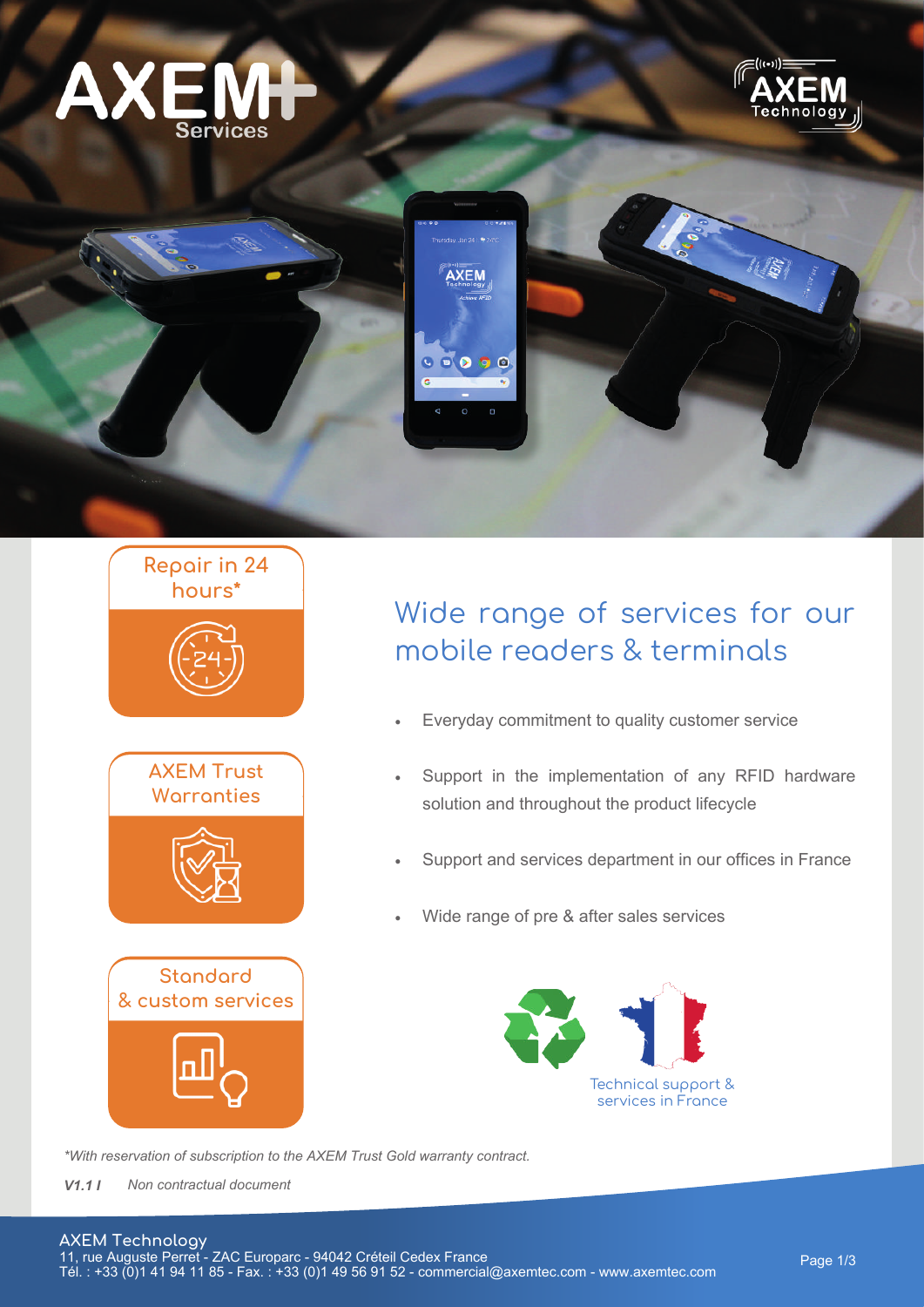AXEM+ Services

AXEM Technology

Repair in 24 hours*

AXEM Trust Warranties

Standard & custom services

## Wide range of services for our mobile readers & terminals

- Everyday commitment to quality customer service
- Support in the implementation of any RFID hardware solution and throughout the product lifecycle
- Support and services department in our offices in France
- Wide range of pre & after sales services

Technical support & services in France

*With reservation of subscription to the AXEM Trust Gold warranty contract.

*V1.1 I* *Non contractual document*

**AXEM Technology**
11, rue Auguste Perret - ZAC Europarc - 94042 Créteil Cedex France
Tél. : +33 (0)1 41 94 11 85 - Fax. : +33 (0)1 49 56 91 52 - commercial@axemtec.com - www.axemtec.com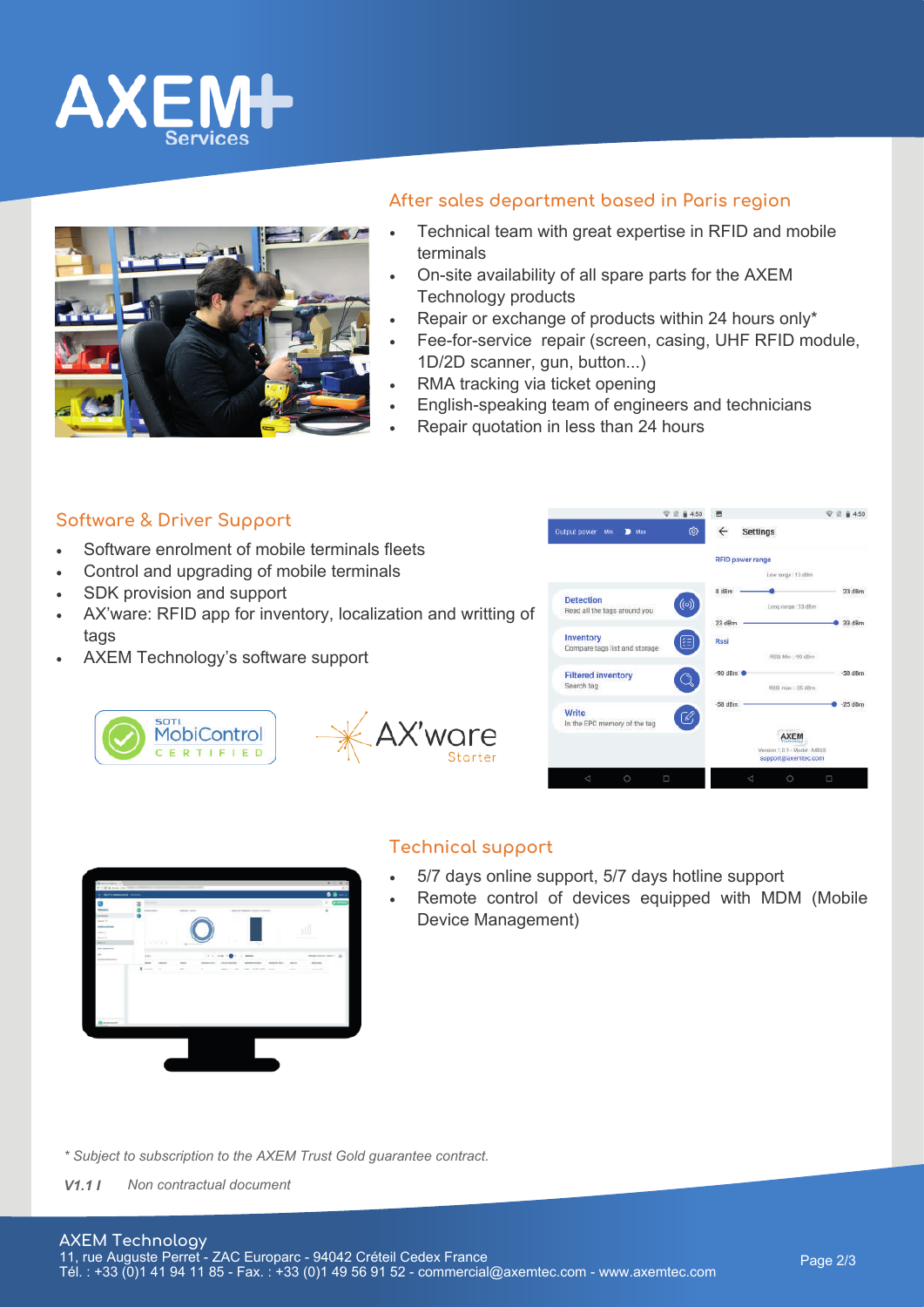## After sales department based in Paris region

- Technical team with great expertise in RFID and mobile terminals
- On-site availability of all spare parts for the AXEM Technology products
- Repair or exchange of products within 24 hours only*
- Fee-for-service repair (screen, casing, UHF RFID module, 1D/2D scanner, gun, button...)
- RMA tracking via ticket opening
- English-speaking team of engineers and technicians
- Repair quotation in less than 24 hours

## Software & Driver Support

- Software enrolment of mobile terminals fleets
- Control and upgrading of mobile terminals
- SDK provision and support
- AX'ware: RFID app for inventory, localization and writting of tags
- AXEM Technology's software support

## Technical support

- 5/7 days online support, 5/7 days hotline support
- Remote control of devices equipped with MDM (Mobile Device Management)

*\* Subject to subscription to the AXEM Trust Gold guarantee contract.*

***V1.1 I*** *Non contractual document*

**AXEM Technology**
11, rue Auguste Perret - ZAC Europarc - 94042 Créteil Cedex France
Tél. : +33 (0)1 41 94 11 85 - Fax. : +33 (0)1 49 56 91 52 - commercial@axemtec.com - www.axemtec.com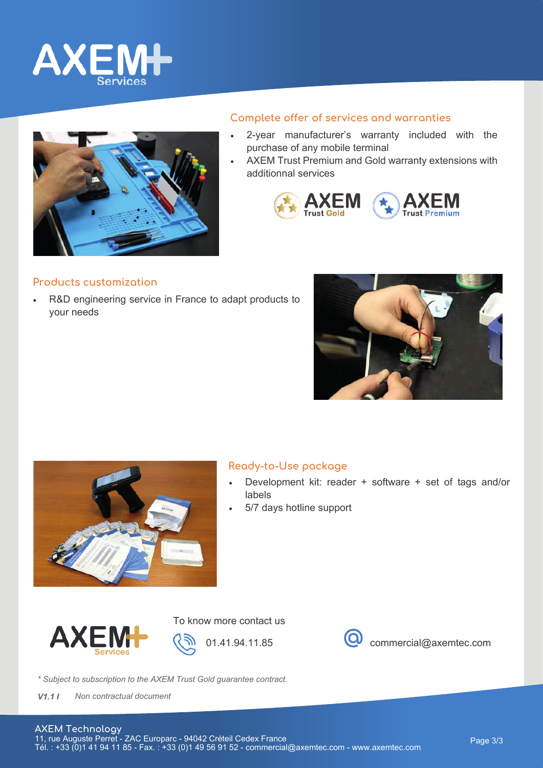## Complete offer of services and warranties

- 2-year manufacturer's warranty included with the purchase of any mobile terminal
- AXEM Trust Premium and Gold warranty extensions with additionnal services

AXEM Trust Gold  AXEM Trust Premium

## Products customization

- R&D engineering service in France to adapt products to your needs

## Ready-to-Use package

- Development kit: reader + software + set of tags and/or labels
- 5/7 days hotline support

To know more contact us

01.41.94.11.85

commercial@axemtec.com

*\* Subject to subscription to the AXEM Trust Gold guarantee contract.*

***V1.1 I*** *Non contractual document*

**AXEM Technology**
11, rue Auguste Perret - ZAC Europarc - 94042 Créteil Cedex France
Tél. : +33 (0)1 41 94 11 85 - Fax. : +33 (0)1 49 56 91 52 - commercial@axemtec.com - www.axemtec.com